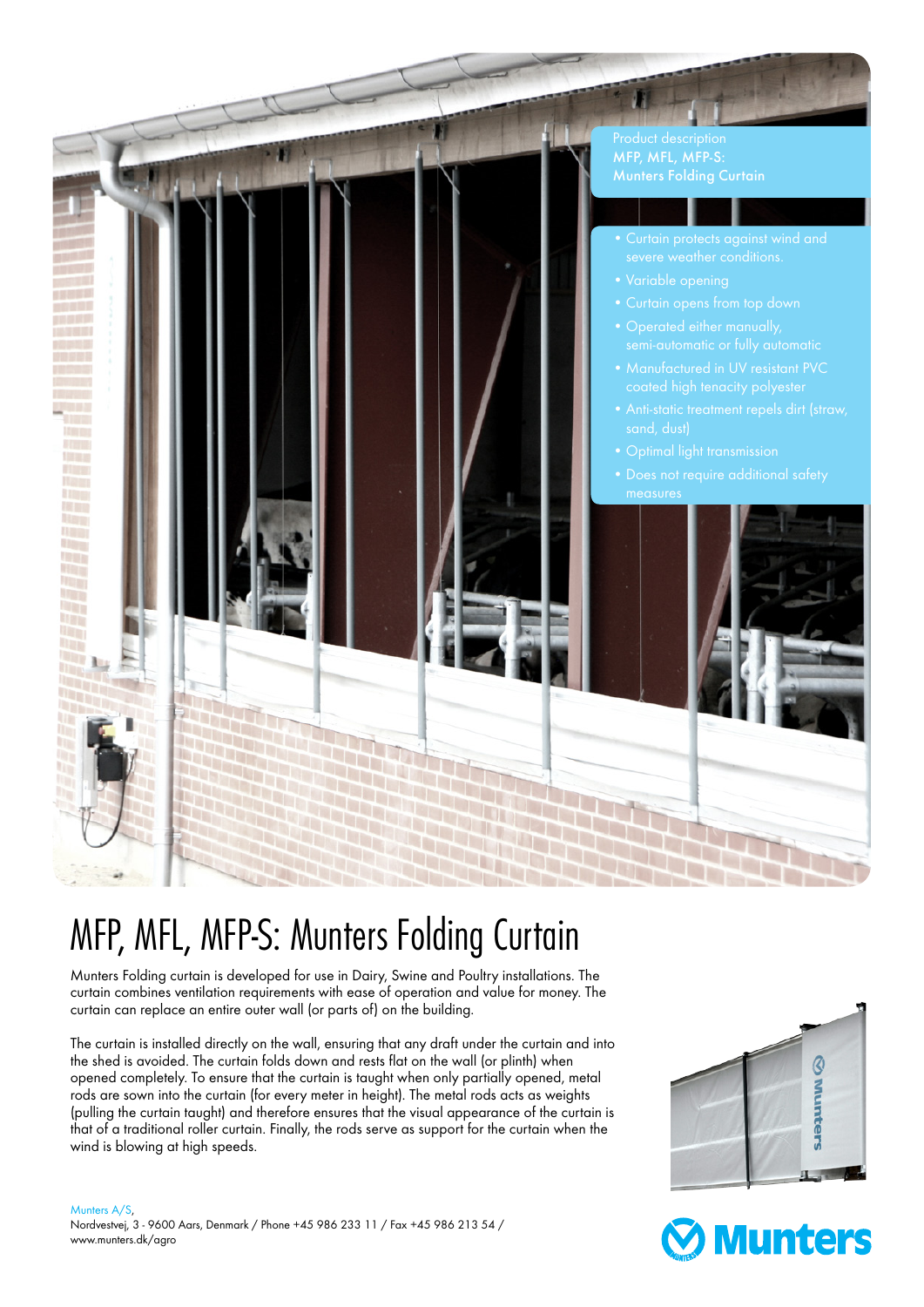Product description
MFP, MFL, MFP-S:
Munters Folding Curtain

- Curtain protects against wind and severe weather conditions.
- Variable opening
- Curtain opens from top down
- Operated either manually, semi-automatic or fully automatic
- Manufactured in UV resistant PVC coated high tenacity polyester
- Anti-static treatment repels dirt (straw, sand, dust)
- Optimal light transmission
- Does not require additional safety measures

# MFP, MFL, MFP-S: Munters Folding Curtain

Munters Folding curtain is developed for use in Dairy, Swine and Poultry installations. The curtain combines ventilation requirements with ease of operation and value for money. The curtain can replace an entire outer wall (or parts of) on the building.

The curtain is installed directly on the wall, ensuring that any draft under the curtain and into the shed is avoided. The curtain folds down and rests flat on the wall (or plinth) when opened completely. To ensure that the curtain is taught when only partially opened, metal rods are sown into the curtain (for every meter in height). The metal rods acts as weights (pulling the curtain taught) and therefore ensures that the visual appearance of the curtain is that of a traditional roller curtain. Finally, the rods serve as support for the curtain when the wind is blowing at high speeds.

Munters A/S,
Nordvestvej, 3 - 9600 Aars, Denmark / Phone +45 986 233 11 / Fax +45 986 213 54 /
www.munters.dk/agro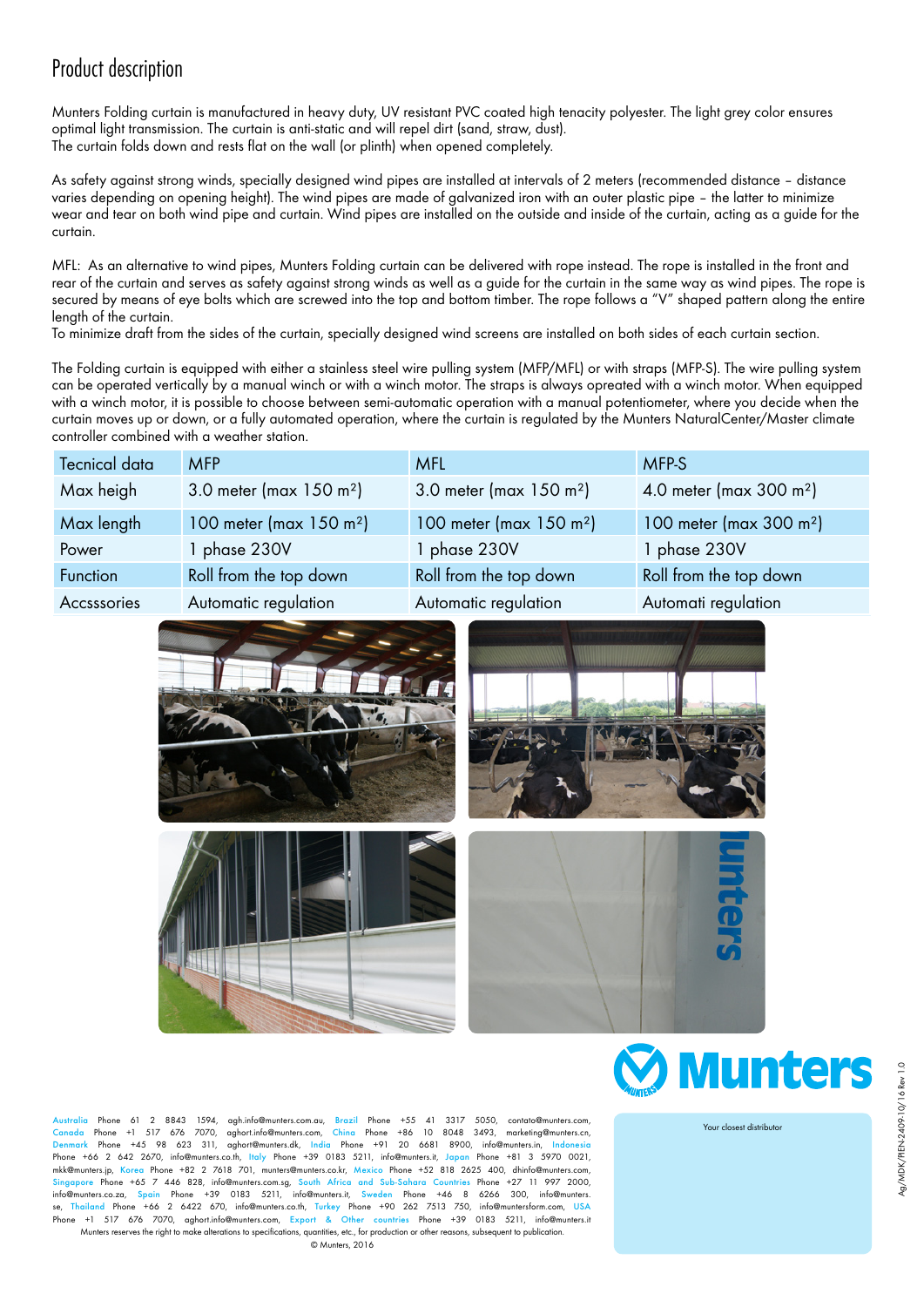# Product description

Munters Folding curtain is manufactured in heavy duty, UV resistant PVC coated high tenacity polyester. The light grey color ensures optimal light transmission. The curtain is anti-static and will repel dirt (sand, straw, dust).
The curtain folds down and rests flat on the wall (or plinth) when opened completely.

As safety against strong winds, specially designed wind pipes are installed at intervals of 2 meters (recommended distance – distance varies depending on opening height). The wind pipes are made of galvanized iron with an outer plastic pipe – the latter to minimize wear and tear on both wind pipe and curtain. Wind pipes are installed on the outside and inside of the curtain, acting as a guide for the curtain.

MFL: As an alternative to wind pipes, Munters Folding curtain can be delivered with rope instead. The rope is installed in the front and rear of the curtain and serves as safety against strong winds as well as a guide for the curtain in the same way as wind pipes. The rope is secured by means of eye bolts which are screwed into the top and bottom timber. The rope follows a "V" shaped pattern along the entire length of the curtain.
To minimize draft from the sides of the curtain, specially designed wind screens are installed on both sides of each curtain section.

The Folding curtain is equipped with either a stainless steel wire pulling system (MFP/MFL) or with straps (MFP-S). The wire pulling system can be operated vertically by a manual winch or with a winch motor. The straps is always opreated with a winch motor. When equipped with a winch motor, it is possible to choose between semi-automatic operation with a manual potentiometer, where you decide when the curtain moves up or down, or a fully automated operation, where the curtain is regulated by the Munters NaturalCenter/Master climate controller combined with a weather station.

| Tecnical data | MFP | MFL | MFP-S |
|---|---|---|---|
| Max heigh | 3.0 meter (max 150 m²) | 3.0 meter (max 150 m²) | 4.0 meter (max 300 m²) |
| Max length | 100 meter (max 150 m²) | 100 meter (max 150 m²) | 100 meter (max 300 m²) |
| Power | 1 phase 230V | 1 phase 230V | 1 phase 230V |
| Function | Roll from the top down | Roll from the top down | Roll from the top down |
| Accsssories | Automatic regulation | Automatic regulation | Automati regulation |

Munters

Australia Phone 61 2 8843 1594, agh.info@munters.com.au, Brazil Phone +55 41 3317 5050, contato@munters.com, Canada Phone +1 517 676 7070, aghort.info@munters.com, China Phone +86 10 8048 3493, marketing@munters.cn, Denmark Phone +45 98 623 311, aghort@munters.dk, India Phone +91 20 6681 8900, info@munters.in, Indonesia Phone +66 2 642 2670, info@munters.co.th, Italy Phone +39 0183 5211, info@munters.it, Japan Phone +81 3 5970 0021, mkk@munters.jp, Korea Phone +82 2 7618 701, munters@munters.co.kr, Mexico Phone +52 818 2625 400, dhinfo@munters.com, Singapore Phone +65 7 446 828, info@munters.com.sg, South Africa and Sub-Sahara Countries Phone +27 11 997 2000, info@munters.co.za, Spain Phone +39 0183 5211, info@munters.it, Sweden Phone +46 8 6266 300, info@munters.se, Thailand Phone +66 2 6422 670, info@munters.co.th, Turkey Phone +90 262 7513 750, info@muntersform.com, USA Phone +1 517 676 7070, aghort.info@munters.com, Export & Other countries Phone +39 0183 5211, info@munters.it

Munters reserves the right to make alterations to specifications, quantities, etc., for production or other reasons, subsequent to publication.

© Munters, 2016

Your closest distributor

Ag/MDK/PIEN-2409-10/16 Rev 1.0